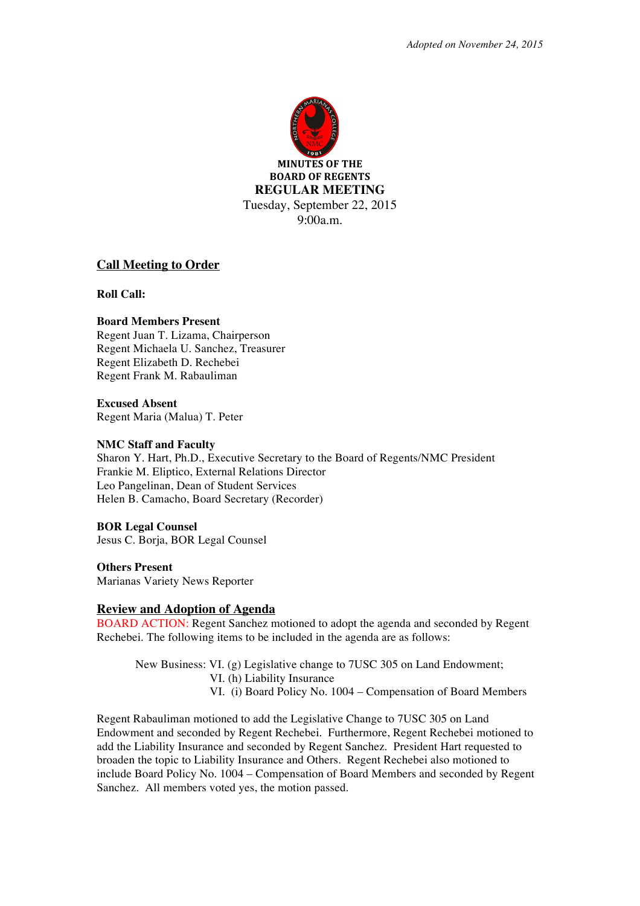*Adopted on November 24, 2015*

**MINUTES OF THE**
**BOARD OF REGENTS**

# REGULAR MEETING

Tuesday, September 22, 2015
9:00a.m.

## Call Meeting to Order

**Roll Call:**

**Board Members Present**
Regent Juan T. Lizama, Chairperson
Regent Michaela U. Sanchez, Treasurer
Regent Elizabeth D. Rechebei
Regent Frank M. Rabauliman

**Excused Absent**
Regent Maria (Malua) T. Peter

**NMC Staff and Faculty**
Sharon Y. Hart, Ph.D., Executive Secretary to the Board of Regents/NMC President
Frankie M. Eliptico, External Relations Director
Leo Pangelinan, Dean of Student Services
Helen B. Camacho, Board Secretary (Recorder)

**BOR Legal Counsel**
Jesus C. Borja, BOR Legal Counsel

**Others Present**
Marianas Variety News Reporter

## Review and Adoption of Agenda

BOARD ACTION: Regent Sanchez motioned to adopt the agenda and seconded by Regent Rechebei. The following items to be included in the agenda are as follows:

New Business: VI. (g) Legislative change to 7USC 305 on Land Endowment;
VI. (h) Liability Insurance
VI. (i) Board Policy No. 1004 – Compensation of Board Members

Regent Rabauliman motioned to add the Legislative Change to 7USC 305 on Land Endowment and seconded by Regent Rechebei. Furthermore, Regent Rechebei motioned to add the Liability Insurance and seconded by Regent Sanchez. President Hart requested to broaden the topic to Liability Insurance and Others. Regent Rechebei also motioned to include Board Policy No. 1004 – Compensation of Board Members and seconded by Regent Sanchez. All members voted yes, the motion passed.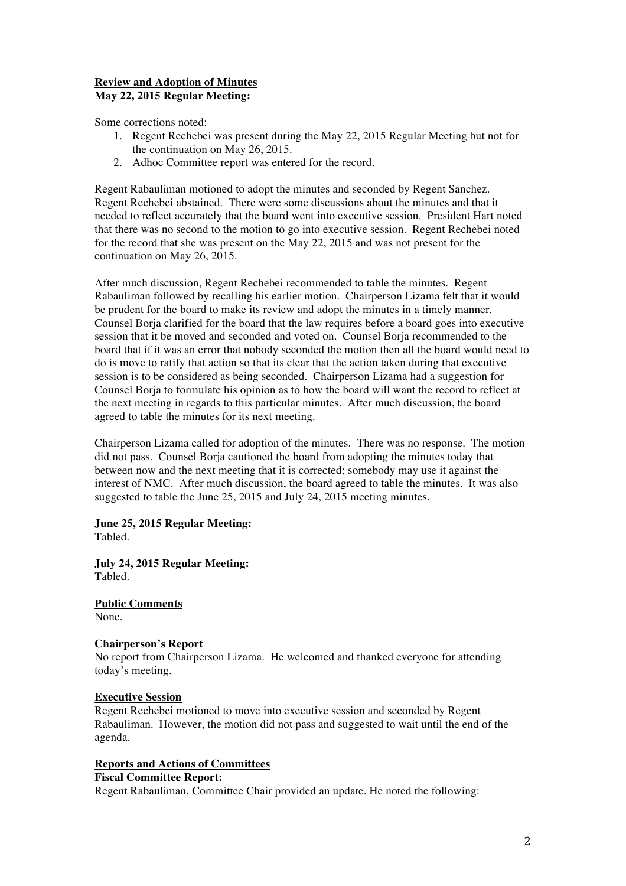**<u>Review and Adoption of Minutes</u>**
**May 22, 2015 Regular Meeting:**

Some corrections noted:

1. Regent Rechebei was present during the May 22, 2015 Regular Meeting but not for the continuation on May 26, 2015.
2. Adhoc Committee report was entered for the record.

Regent Rabauliman motioned to adopt the minutes and seconded by Regent Sanchez. Regent Rechebei abstained. There were some discussions about the minutes and that it needed to reflect accurately that the board went into executive session. President Hart noted that there was no second to the motion to go into executive session. Regent Rechebei noted for the record that she was present on the May 22, 2015 and was not present for the continuation on May 26, 2015.

After much discussion, Regent Rechebei recommended to table the minutes. Regent Rabauliman followed by recalling his earlier motion. Chairperson Lizama felt that it would be prudent for the board to make its review and adopt the minutes in a timely manner. Counsel Borja clarified for the board that the law requires before a board goes into executive session that it be moved and seconded and voted on. Counsel Borja recommended to the board that if it was an error that nobody seconded the motion then all the board would need to do is move to ratify that action so that its clear that the action taken during that executive session is to be considered as being seconded. Chairperson Lizama had a suggestion for Counsel Borja to formulate his opinion as to how the board will want the record to reflect at the next meeting in regards to this particular minutes. After much discussion, the board agreed to table the minutes for its next meeting.

Chairperson Lizama called for adoption of the minutes. There was no response. The motion did not pass. Counsel Borja cautioned the board from adopting the minutes today that between now and the next meeting that it is corrected; somebody may use it against the interest of NMC. After much discussion, the board agreed to table the minutes. It was also suggested to table the June 25, 2015 and July 24, 2015 meeting minutes.

**June 25, 2015 Regular Meeting:**
Tabled.

**July 24, 2015 Regular Meeting:**
Tabled.

**<u>Public Comments</u>**
None.

**<u>Chairperson's Report</u>**
No report from Chairperson Lizama. He welcomed and thanked everyone for attending today's meeting.

**<u>Executive Session</u>**
Regent Rechebei motioned to move into executive session and seconded by Regent Rabauliman. However, the motion did not pass and suggested to wait until the end of the agenda.

**<u>Reports and Actions of Committees</u>**
**Fiscal Committee Report:**
Regent Rabauliman, Committee Chair provided an update. He noted the following: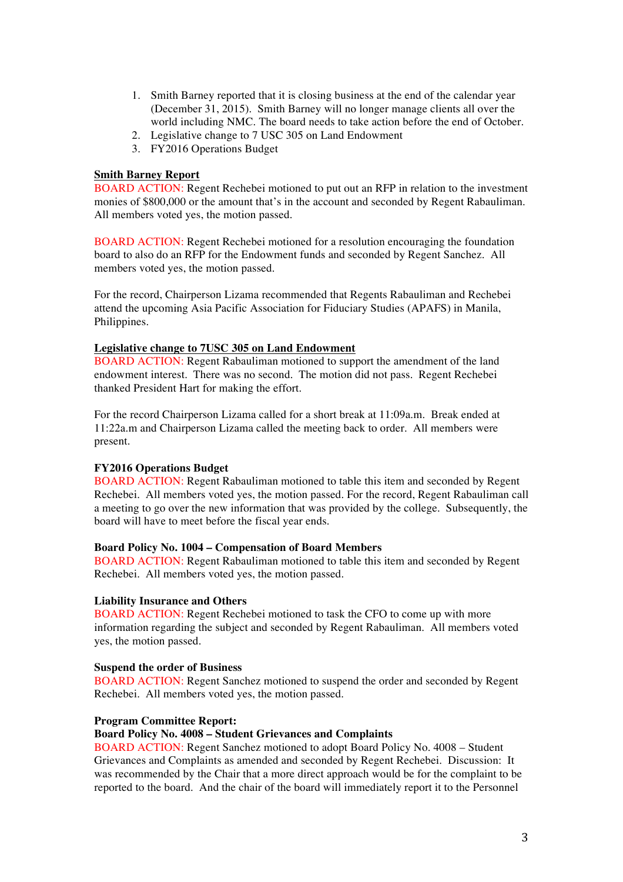1. Smith Barney reported that it is closing business at the end of the calendar year (December 31, 2015). Smith Barney will no longer manage clients all over the world including NMC. The board needs to take action before the end of October.
2. Legislative change to 7 USC 305 on Land Endowment
3. FY2016 Operations Budget

**Smith Barney Report**

BOARD ACTION: Regent Rechebei motioned to put out an RFP in relation to the investment monies of $800,000 or the amount that's in the account and seconded by Regent Rabauliman. All members voted yes, the motion passed.

BOARD ACTION: Regent Rechebei motioned for a resolution encouraging the foundation board to also do an RFP for the Endowment funds and seconded by Regent Sanchez. All members voted yes, the motion passed.

For the record, Chairperson Lizama recommended that Regents Rabauliman and Rechebei attend the upcoming Asia Pacific Association for Fiduciary Studies (APAFS) in Manila, Philippines.

**Legislative change to 7USC 305 on Land Endowment**

BOARD ACTION: Regent Rabauliman motioned to support the amendment of the land endowment interest. There was no second. The motion did not pass. Regent Rechebei thanked President Hart for making the effort.

For the record Chairperson Lizama called for a short break at 11:09a.m. Break ended at 11:22a.m and Chairperson Lizama called the meeting back to order. All members were present.

**FY2016 Operations Budget**

BOARD ACTION: Regent Rabauliman motioned to table this item and seconded by Regent Rechebei. All members voted yes, the motion passed. For the record, Regent Rabauliman call a meeting to go over the new information that was provided by the college. Subsequently, the board will have to meet before the fiscal year ends.

**Board Policy No. 1004 – Compensation of Board Members**

BOARD ACTION: Regent Rabauliman motioned to table this item and seconded by Regent Rechebei. All members voted yes, the motion passed.

**Liability Insurance and Others**

BOARD ACTION: Regent Rechebei motioned to task the CFO to come up with more information regarding the subject and seconded by Regent Rabauliman. All members voted yes, the motion passed.

**Suspend the order of Business**

BOARD ACTION: Regent Sanchez motioned to suspend the order and seconded by Regent Rechebei. All members voted yes, the motion passed.

**Program Committee Report:**

**Board Policy No. 4008 – Student Grievances and Complaints**

BOARD ACTION: Regent Sanchez motioned to adopt Board Policy No. 4008 – Student Grievances and Complaints as amended and seconded by Regent Rechebei. Discussion: It was recommended by the Chair that a more direct approach would be for the complaint to be reported to the board. And the chair of the board will immediately report it to the Personnel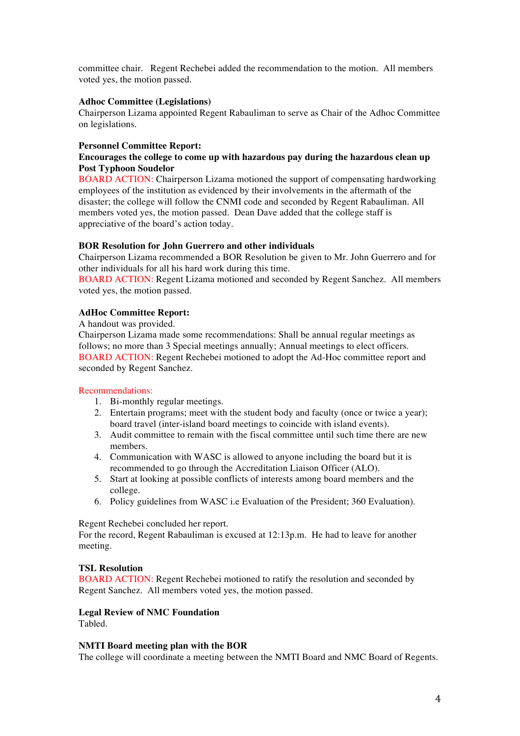committee chair. Regent Rechebei added the recommendation to the motion. All members voted yes, the motion passed.

**Adhoc Committee (Legislations)**
Chairperson Lizama appointed Regent Rabauliman to serve as Chair of the Adhoc Committee on legislations.

**Personnel Committee Report:**
**Encourages the college to come up with hazardous pay during the hazardous clean up Post Typhoon Soudelor**
BOARD ACTION: Chairperson Lizama motioned the support of compensating hardworking employees of the institution as evidenced by their involvements in the aftermath of the disaster; the college will follow the CNMI code and seconded by Regent Rabauliman. All members voted yes, the motion passed. Dean Dave added that the college staff is appreciative of the board's action today.

**BOR Resolution for John Guerrero and other individuals**
Chairperson Lizama recommended a BOR Resolution be given to Mr. John Guerrero and for other individuals for all his hard work during this time.
BOARD ACTION: Regent Lizama motioned and seconded by Regent Sanchez. All members voted yes, the motion passed.

**AdHoc Committee Report:**
A handout was provided.
Chairperson Lizama made some recommendations: Shall be annual regular meetings as follows; no more than 3 Special meetings annually; Annual meetings to elect officers.
BOARD ACTION: Regent Rechebei motioned to adopt the Ad-Hoc committee report and seconded by Regent Sanchez.

Recommendations:
1. Bi-monthly regular meetings.
2. Entertain programs; meet with the student body and faculty (once or twice a year); board travel (inter-island board meetings to coincide with island events).
3. Audit committee to remain with the fiscal committee until such time there are new members.
4. Communication with WASC is allowed to anyone including the board but it is recommended to go through the Accreditation Liaison Officer (ALO).
5. Start at looking at possible conflicts of interests among board members and the college.
6. Policy guidelines from WASC i.e Evaluation of the President; 360 Evaluation).

Regent Rechebei concluded her report.
For the record, Regent Rabauliman is excused at 12:13p.m. He had to leave for another meeting.

**TSL Resolution**
BOARD ACTION: Regent Rechebei motioned to ratify the resolution and seconded by Regent Sanchez. All members voted yes, the motion passed.

**Legal Review of NMC Foundation**
Tabled.

**NMTI Board meeting plan with the BOR**
The college will coordinate a meeting between the NMTI Board and NMC Board of Regents.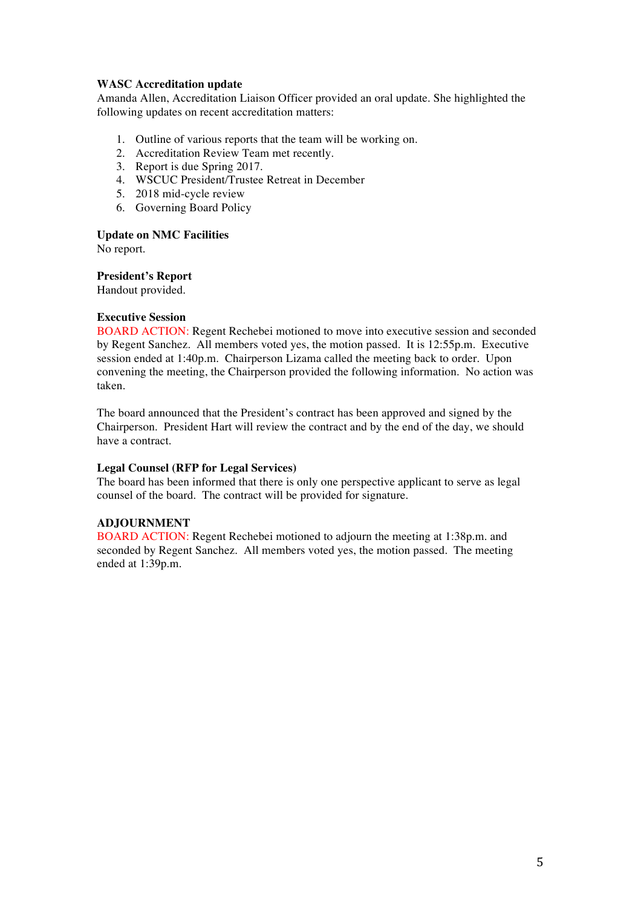**WASC Accreditation update**
Amanda Allen, Accreditation Liaison Officer provided an oral update. She highlighted the following updates on recent accreditation matters:

1. Outline of various reports that the team will be working on.
2. Accreditation Review Team met recently.
3. Report is due Spring 2017.
4. WSCUC President/Trustee Retreat in December
5. 2018 mid-cycle review
6. Governing Board Policy

**Update on NMC Facilities**
No report.

**President's Report**
Handout provided.

**Executive Session**
BOARD ACTION: Regent Rechebei motioned to move into executive session and seconded by Regent Sanchez. All members voted yes, the motion passed. It is 12:55p.m. Executive session ended at 1:40p.m. Chairperson Lizama called the meeting back to order. Upon convening the meeting, the Chairperson provided the following information. No action was taken.

The board announced that the President's contract has been approved and signed by the Chairperson. President Hart will review the contract and by the end of the day, we should have a contract.

**Legal Counsel (RFP for Legal Services)**
The board has been informed that there is only one perspective applicant to serve as legal counsel of the board. The contract will be provided for signature.

**ADJOURNMENT**
BOARD ACTION: Regent Rechebei motioned to adjourn the meeting at 1:38p.m. and seconded by Regent Sanchez. All members voted yes, the motion passed. The meeting ended at 1:39p.m.